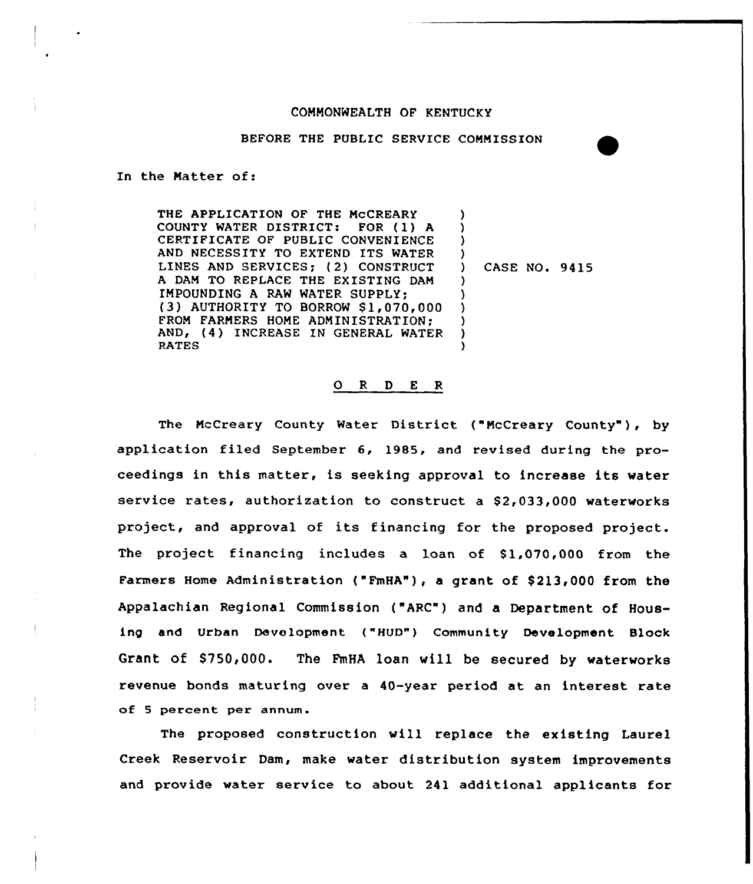COMMONWEALTH OF KENTUCKY

BEFORE THE PUBLIC SERVICE COMMISSION

In the Matter of:

| | | |
|---|---|---|
| THE APPLICATION OF THE McCREARY COUNTY WATER DISTRICT: FOR (1) A CERTIFICATE OF PUBLIC CONVENIENCE AND NECESSITY TO EXTEND ITS WATER LINES AND SERVICES; (2) CONSTRUCT A DAM TO REPLACE THE EXISTING DAM IMPOUNDING A RAW WATER SUPPLY; (3) AUTHORITY TO BORROW $1,070,000 FROM FARMERS HOME ADMINISTRATION; AND, (4) INCREASE IN GENERAL WATER RATES | ) | CASE NO. 9415 |

## O R D E R

The McCreary County Water District ("McCreary County"), by application filed September 6, 1985, and revised during the proceedings in this matter, is seeking approval to increase its water service rates, authorization to construct a $2,033,000 waterworks project, and approval of its financing for the proposed project. The project financing includes a loan of $1,070,000 from the Farmers Home Administration ("FmHA"), a grant of $213,000 from the Appalachian Regional Commission ("ARC") and a Department of Housing and Urban Development ("HUD") Community Development Block Grant of $750,000. The FmHA loan will be secured by waterworks revenue bonds maturing over a 40-year period at an interest rate of 5 percent per annum.

The proposed construction will replace the existing Laurel Creek Reservoir Dam, make water distribution system improvements and provide water service to about 241 additional applicants for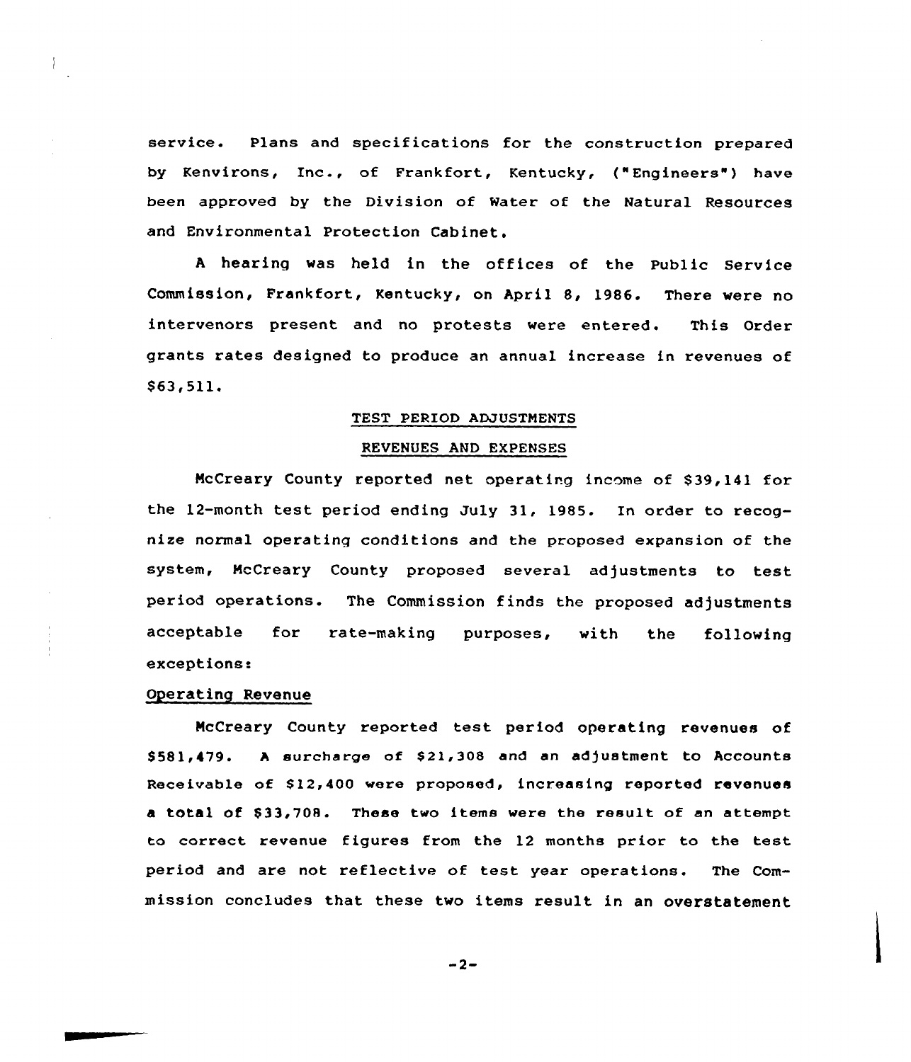service. Plans and specifications for the construction prepared by Kenvirons, Inc., of Frankfort, Kentucky, ("Engineers") have been approved by the Division of Water of the Natural Resources and Environmental Protection Cabinet.

A hearing was held in the offices of the Public Service Commission, Frankfort, Kentucky, on April 8, 1986. There were no intervenors present and no protests were entered. This Order grants rates designed to produce an annual increase in revenues of $63,511.

## TEST PERIOD ADJUSTMENTS

## REVENUES AND EXPENSES

McCreary County reported net operating income of $39,141 for the 12-month test period ending July 31, 1985. In order to recognize normal operating conditions and the proposed expansion of the system, McCreary County proposed several adjustments to test period operations. The Commission finds the proposed adjustments acceptable for rate-making purposes, with the following exceptions:

### Operating Revenue

McCreary County reported test period operating revenues of $581,479. A surcharge of $21,308 and an adjustment to Accounts Receivable of $12,400 were proposed, increasing reported revenues a total of $33,708. These two items were the result of an attempt to correct revenue figures from the 12 months prior to the test period and are not reflective of test year operations. The Commission concludes that these two items result in an overstatement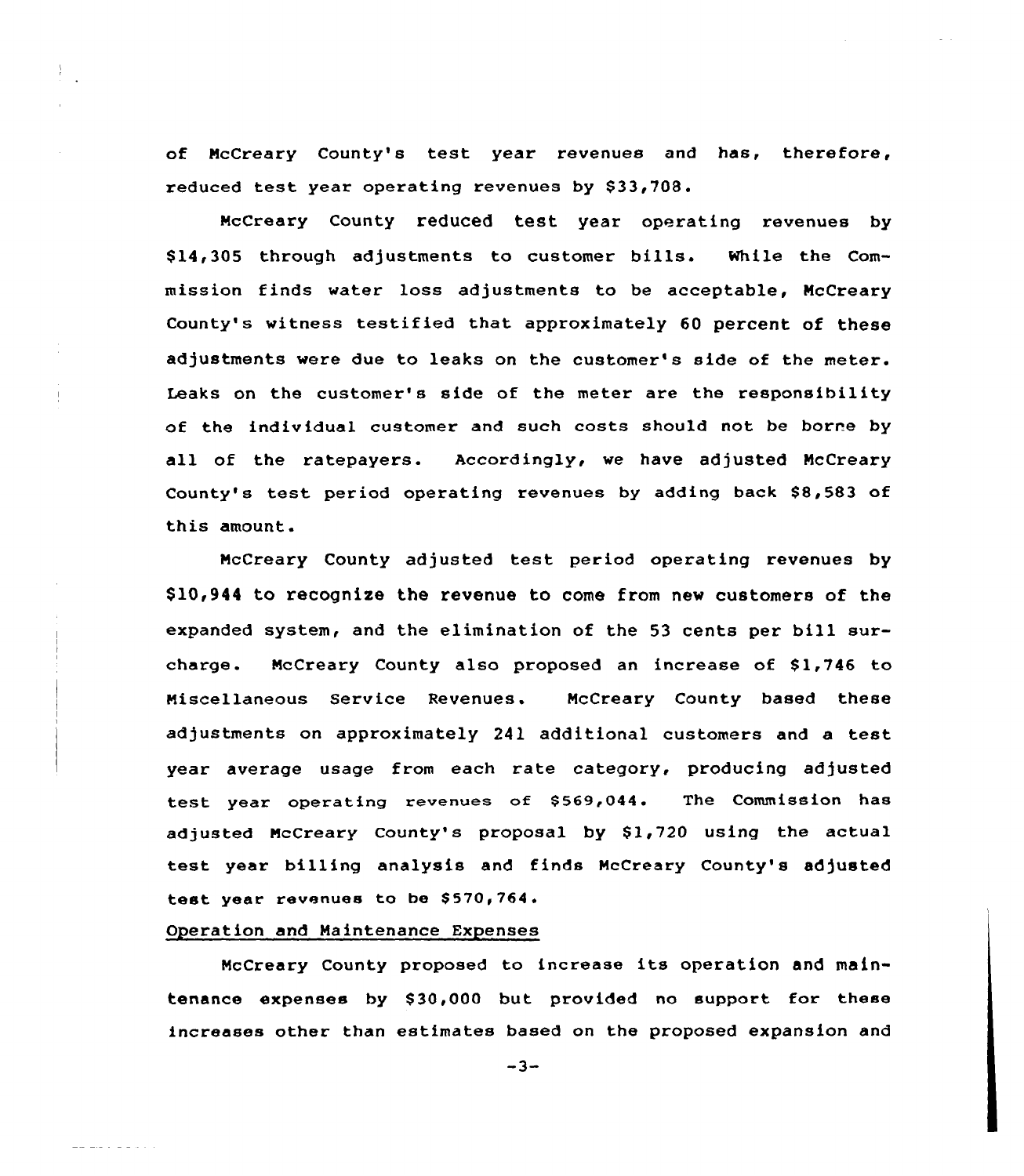of McCreary County's test year revenues and has, therefore, reduced test year operating revenues by $33,708.

McCreary County reduced test year operating revenues by $14,305 through adjustments to customer bills. While the Commission finds water loss adjustments to be acceptable, McCreary County's witness testified that approximately 60 percent of these adjustments were due to leaks on the customer's side of the meter. Leaks on the customer's side of the meter are the responsibility of the individual customer and such costs should not be borne by all of the ratepayers. Accordingly, we have adjusted McCreary County's test period operating revenues by adding back $8,583 of this amount.

McCreary County adjusted test period operating revenues by $10,944 to recognize the revenue to come from new customers of the expanded system, and the elimination of the 53 cents per bill surcharge. McCreary County also proposed an increase of $1,746 to Miscellaneous Service Revenues. McCreary County based these adjustments on approximately 241 additional customers and a test year average usage from each rate category, producing adjusted test year operating revenues of $569,044. The Commission has adjusted McCreary County's proposal by $1,720 using the actual test year billing analysis and finds McCreary County's adjusted test year revenues to be $570,764.

Operation and Maintenance Expenses

McCreary County proposed to increase its operation and maintenance expenses by $30,000 but provided no support for these increases other than estimates based on the proposed expansion and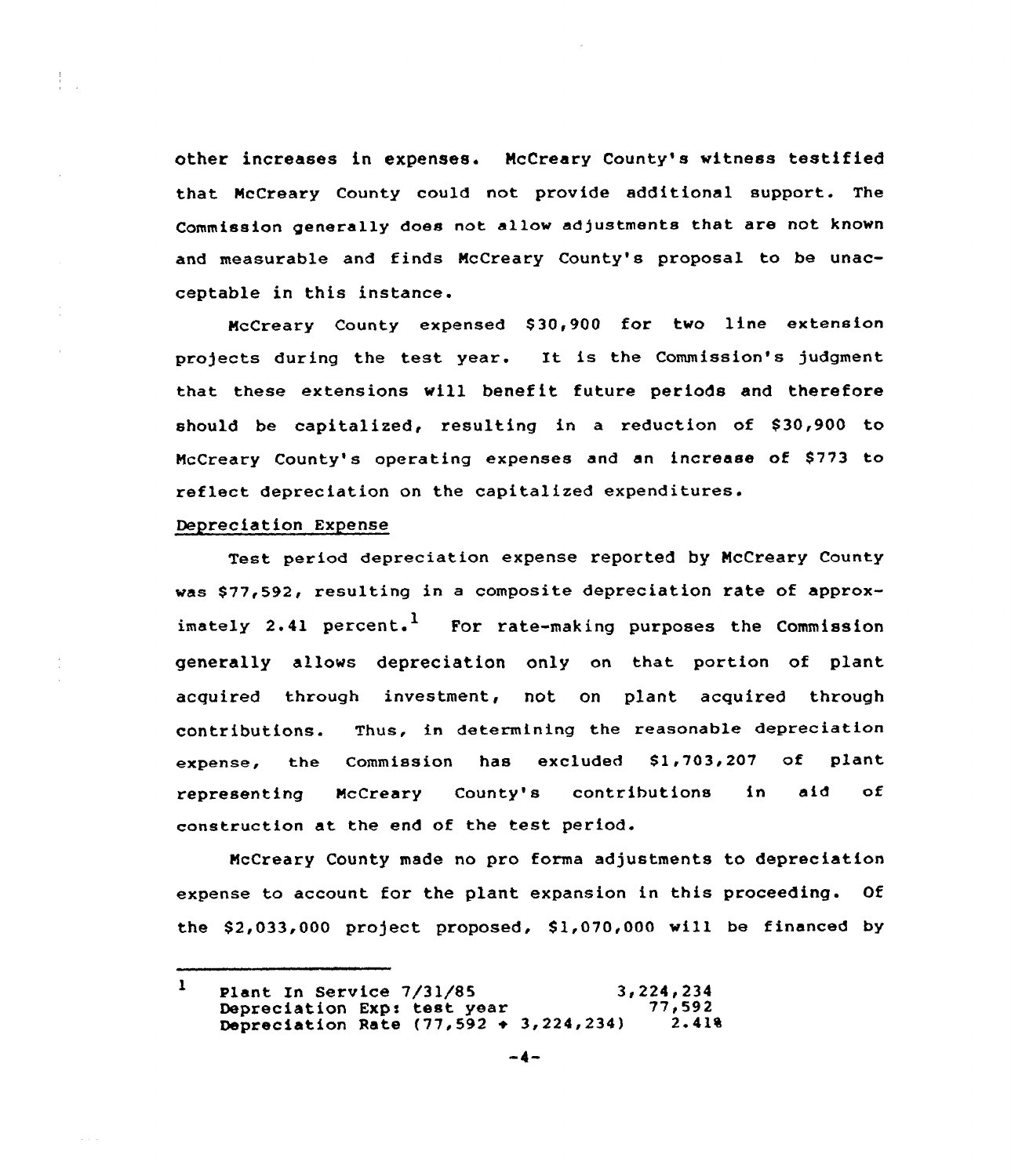other increases in expenses. McCreary County's witness testified that McCreary County could not provide additional support. The Commission generally does not allow adjustments that are not known and measurable and finds McCreary County's proposal to be unacceptable in this instance.

McCreary County expensed $30,900 for two line extension projects during the test year. It is the Commission's judgment that these extensions will benefit future periods and therefore should be capitalized, resulting in a reduction of $30,900 to McCreary County's operating expenses and an increase of $773 to reflect depreciation on the capitalized expenditures.

## Depreciation Expense

Test period depreciation expense reported by McCreary County was $77,592, resulting in a composite depreciation rate of approximately 2.41 percent.[1] For rate-making purposes the Commission generally allows depreciation only on that portion of plant acquired through investment, not on plant acquired through contributions. Thus, in determining the reasonable depreciation expense, the Commission has excluded $1,703,207 of plant representing McCreary County's contributions in aid of construction at the end of the test period.

McCreary County made no pro forma adjustments to depreciation expense to account for the plant expansion in this proceeding. Of the $2,033,000 project proposed, $1,070,000 will be financed by

---

[1]

| | |
|---|---|
| Plant In Service 7/31/85 | 3,224,234 |
| Depreciation Exp: test year | 77,592 |
| Depreciation Rate (77,592 ÷ 3,224,234) | 2.41% |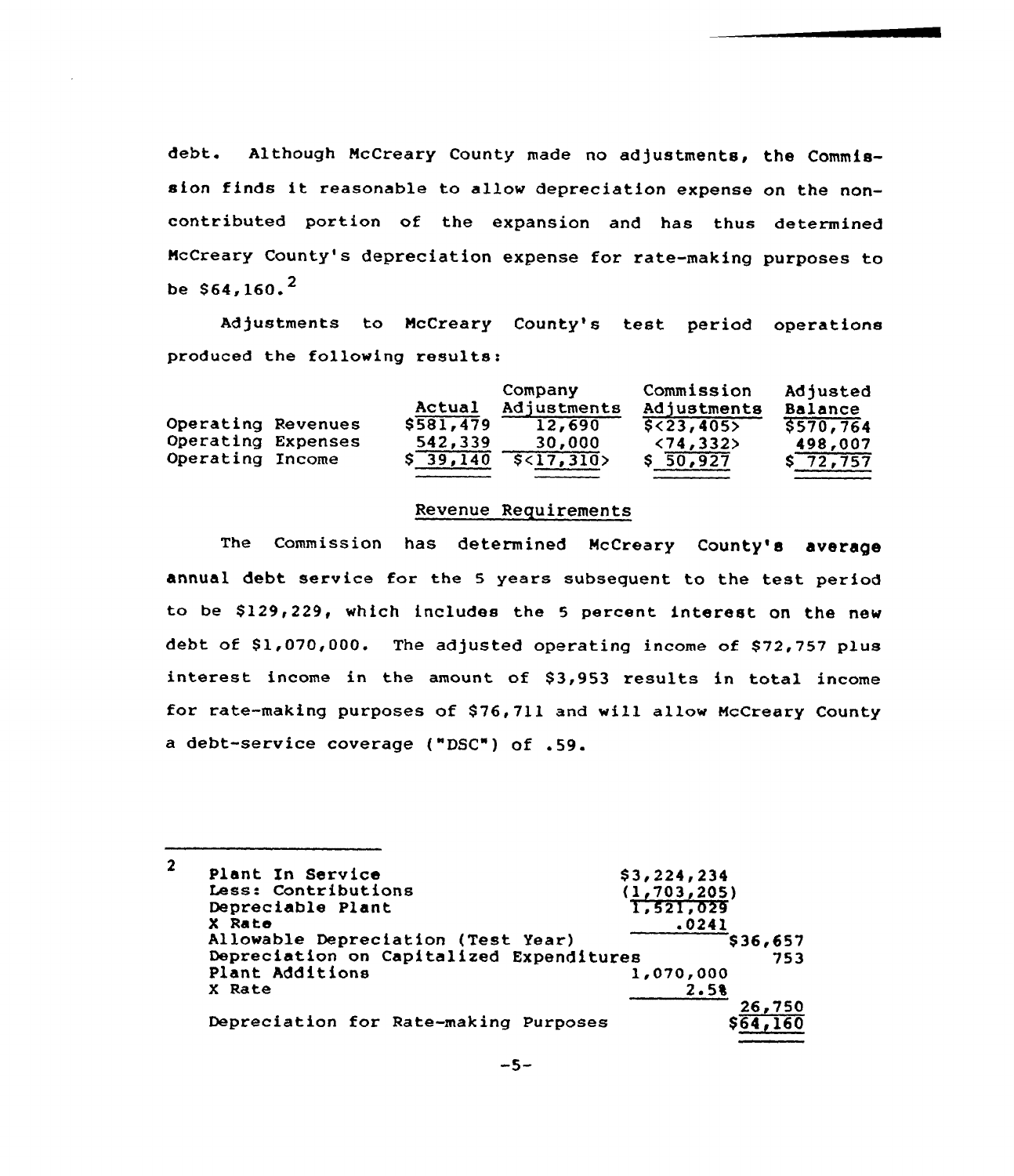debt. Although McCreary County made no adjustments, the Commission finds it reasonable to allow depreciation expense on the non-contributed portion of the expansion and has thus determined McCreary County's depreciation expense for rate-making purposes to be $64,160.[2]

Adjustments to McCreary County's test period operations produced the following results:

| | Actual | Company Adjustments | Commission Adjustments | Adjusted Balance |
|---|---|---|---|---|
| Operating Revenues | $581,479 | 12,690 | $<23,405> | $570,764 |
| Operating Expenses | 542,339 | 30,000 | <74,332> | 498,007 |
| Operating Income | $ 39,140 | $<17,310> | $ 50,927 | $ 72,757 |

## Revenue Requirements

The Commission has determined McCreary County's average annual debt service for the 5 years subsequent to the test period to be $129,229, which includes the 5 percent interest on the new debt of $1,070,000. The adjusted operating income of $72,757 plus interest income in the amount of $3,953 results in total income for rate-making purposes of $76,711 and will allow McCreary County a debt-service coverage ("DSC") of .59.

---

[2]

| | | |
|---|---|---|
| Plant In Service | $3,224,234 | |
| Less: Contributions | (1,703,205) | |
| Depreciable Plant | 1,521,029 | |
| X Rate | .0241 | |
| Allowable Depreciation (Test Year) | | $36,657 |
| Depreciation on Capitalized Expenditures | | 753 |
| Plant Additions | 1,070,000 | |
| X Rate | 2.5% | |
| | | 26,750 |
| Depreciation for Rate-making Purposes | | $64,160 |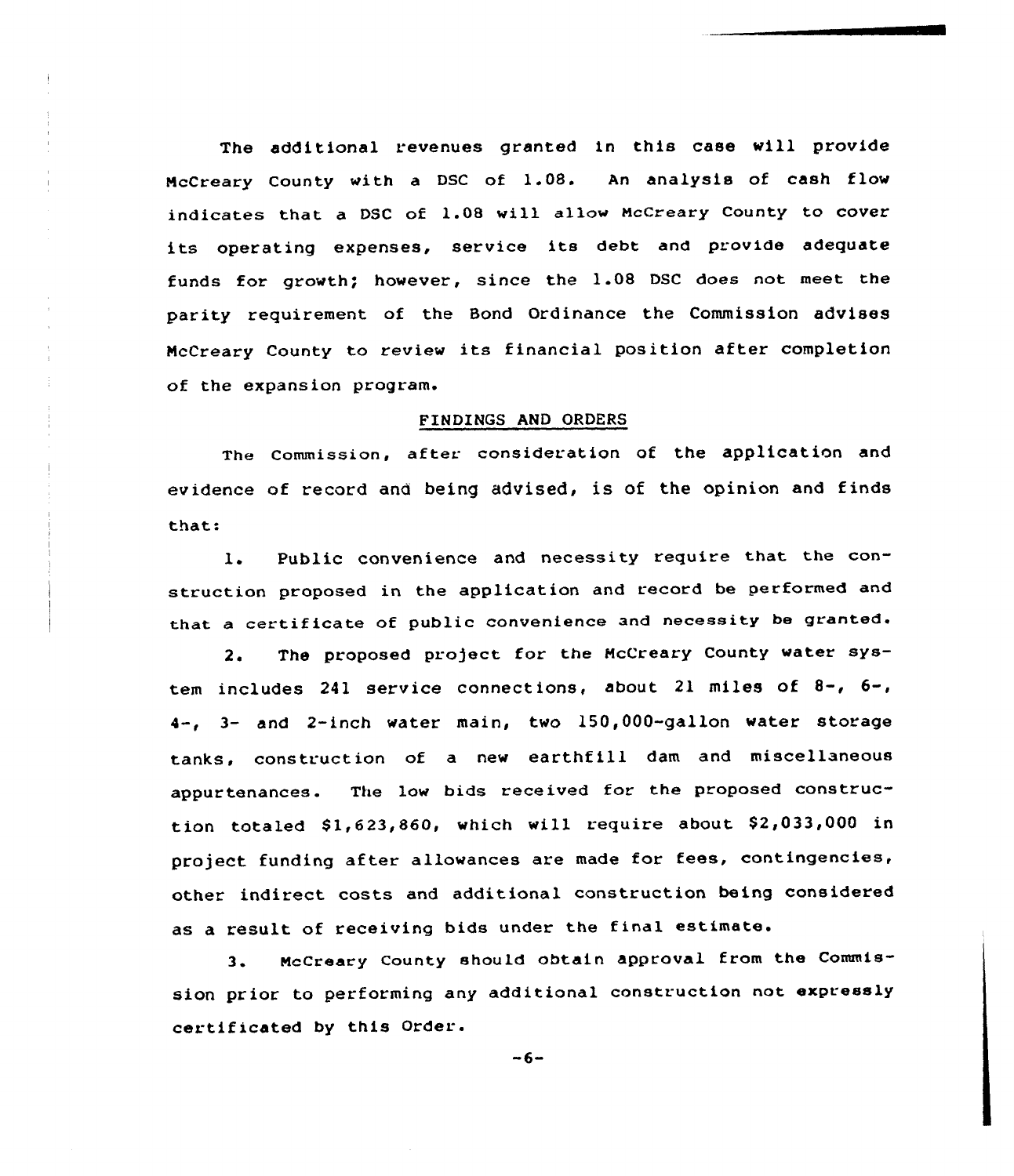The additional revenues granted in this case will provide McCreary County with a DSC of 1.08. An analysis of cash flow indicates that a DSC of 1.08 will allow McCreary County to cover its operating expenses, service its debt and provide adequate funds for growth; however, since the 1.08 DSC does not meet the parity requirement of the Bond Ordinance the Commission advises McCreary County to review its financial position after completion of the expansion program.

## FINDINGS AND ORDERS

The Commission, after consideration of the application and evidence of record and being advised, is of the opinion and finds that:

1. Public convenience and necessity require that the construction proposed in the application and record be performed and that a certificate of public convenience and necessity be granted.

2. The proposed project for the McCreary County water system includes 241 service connections, about 21 miles of 8-, 6-, 4-, 3- and 2-inch water main, two 150,000-gallon water storage tanks, construction of a new earthfill dam and miscellaneous appurtenances. The low bids received for the proposed construction totaled $1,623,860, which will require about $2,033,000 in project funding after allowances are made for fees, contingencies, other indirect costs and additional construction being considered as a result of receiving bids under the final estimate.

3. McCreary County should obtain approval from the Commission prior to performing any additional construction not expressly certificated by this Order.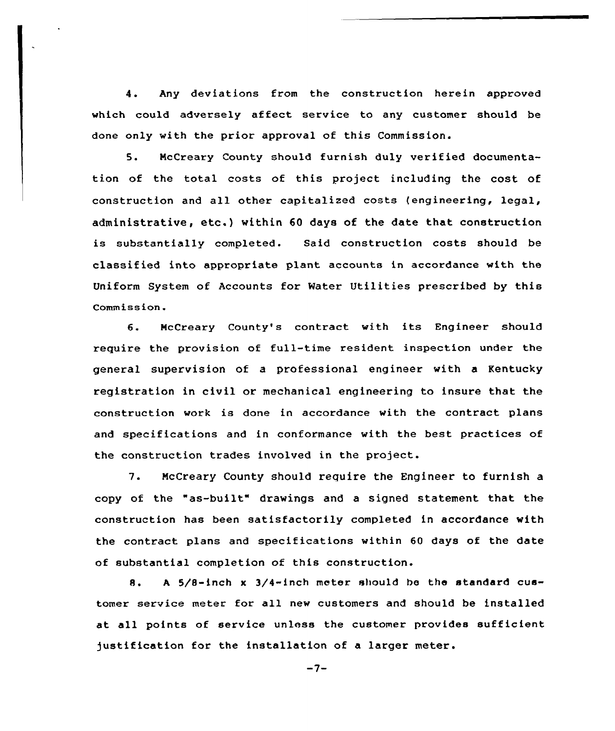4. Any deviations from the construction herein approved which could adversely affect service to any customer should be done only with the prior approval of this Commission.

5. McCreary County should furnish duly verified documentation of the total costs of this project including the cost of construction and all other capitalized costs (engineering, legal, administrative, etc.) within 60 days of the date that construction is substantially completed. Said construction costs should be classified into appropriate plant accounts in accordance with the Uniform System of Accounts for Water Utilities prescribed by this Commission.

6. McCreary County's contract with its Engineer should require the provision of full-time resident inspection under the general supervision of a professional engineer with a Kentucky registration in civil or mechanical engineering to insure that the construction work is done in accordance with the contract plans and specifications and in conformance with the best practices of the construction trades involved in the project.

7. McCreary County should require the Engineer to furnish a copy of the "as-built" drawings and a signed statement that the construction has been satisfactorily completed in accordance with the contract plans and specifications within 60 days of the date of substantial completion of this construction.

8. A 5/8-inch x 3/4-inch meter should be the standard customer service meter for all new customers and should be installed at all points of service unless the customer provides sufficient justification for the installation of a larger meter.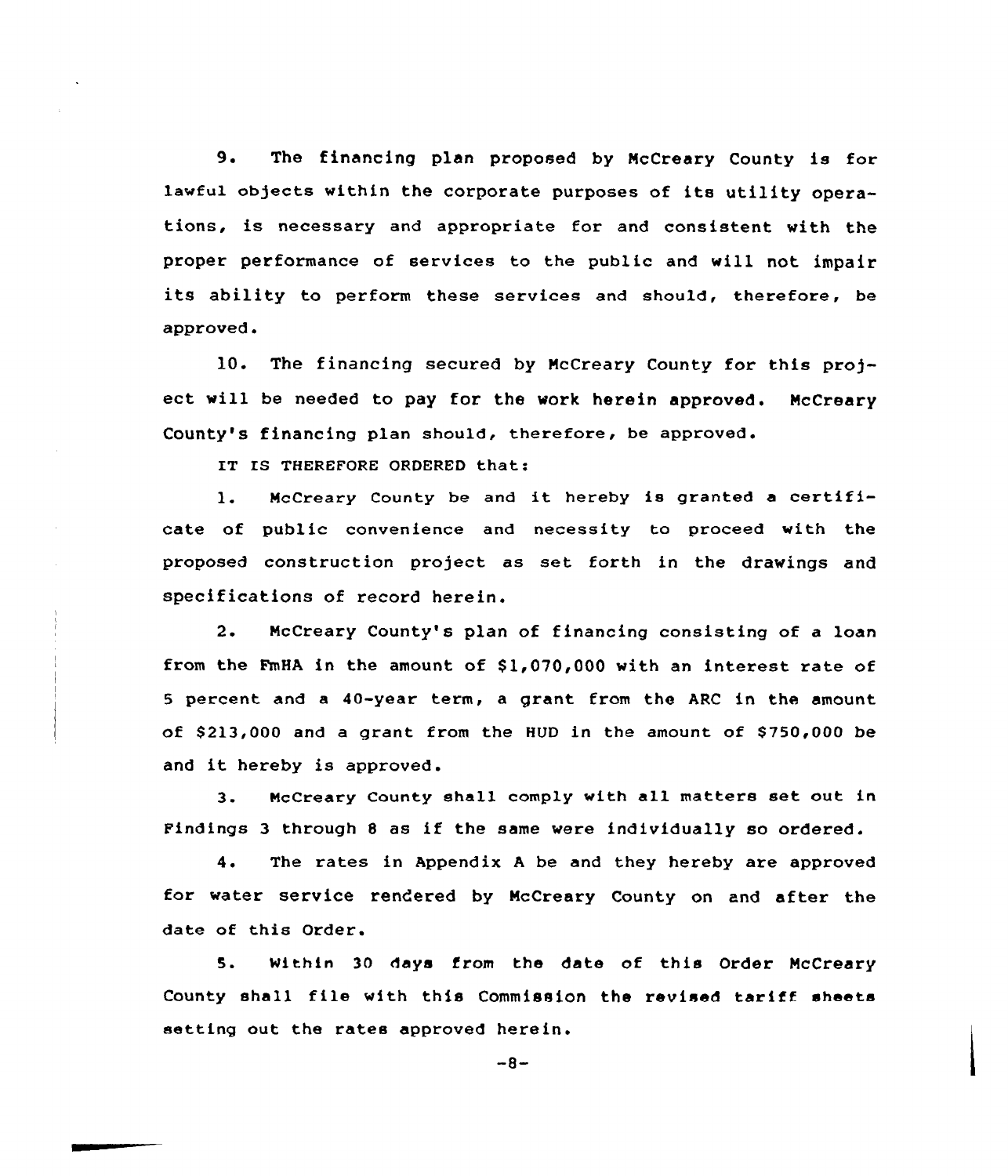9. The financing plan proposed by McCreary County is for lawful objects within the corporate purposes of its utility operations, is necessary and appropriate for and consistent with the proper performance of services to the public and will not impair its ability to perform these services and should, therefore, be approved.

10. The financing secured by McCreary County for this project will be needed to pay for the work herein approved. McCreary County's financing plan should, therefore, be approved.

IT IS THEREFORE ORDERED that:

1. McCreary County be and it hereby is granted a certificate of public convenience and necessity to proceed with the proposed construction project as set forth in the drawings and specifications of record herein.

2. McCreary County's plan of financing consisting of a loan from the FmHA in the amount of $1,070,000 with an interest rate of 5 percent and a 40-year term, a grant from the ARC in the amount of $213,000 and a grant from the HUD in the amount of $750,000 be and it hereby is approved.

3. McCreary County shall comply with all matters set out in Findings 3 through 8 as if the same were individually so ordered.

4. The rates in Appendix A be and they hereby are approved for water service rendered by McCreary County on and after the date of this Order.

5. Within 30 days from the date of this Order McCreary County shall file with this Commission the revised tariff sheets setting out the rates approved herein.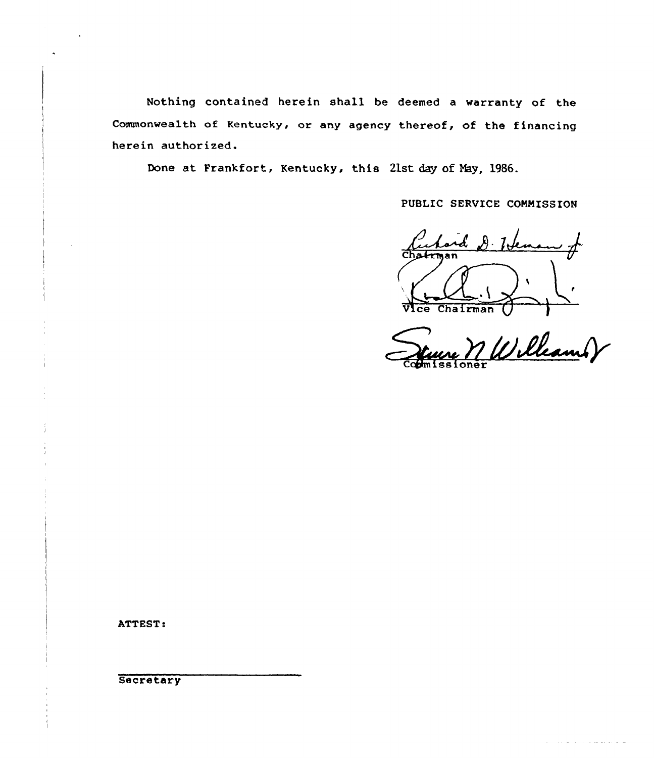Nothing contained herein shall be deemed a warranty of the Commonwealth of Kentucky, or any agency thereof, of the financing herein authorized.

Done at Frankfort, Kentucky, this 21st day of May, 1986.

PUBLIC SERVICE COMMISSION

Chairman

Vice Chairman

Commissioner

ATTEST:

Secretary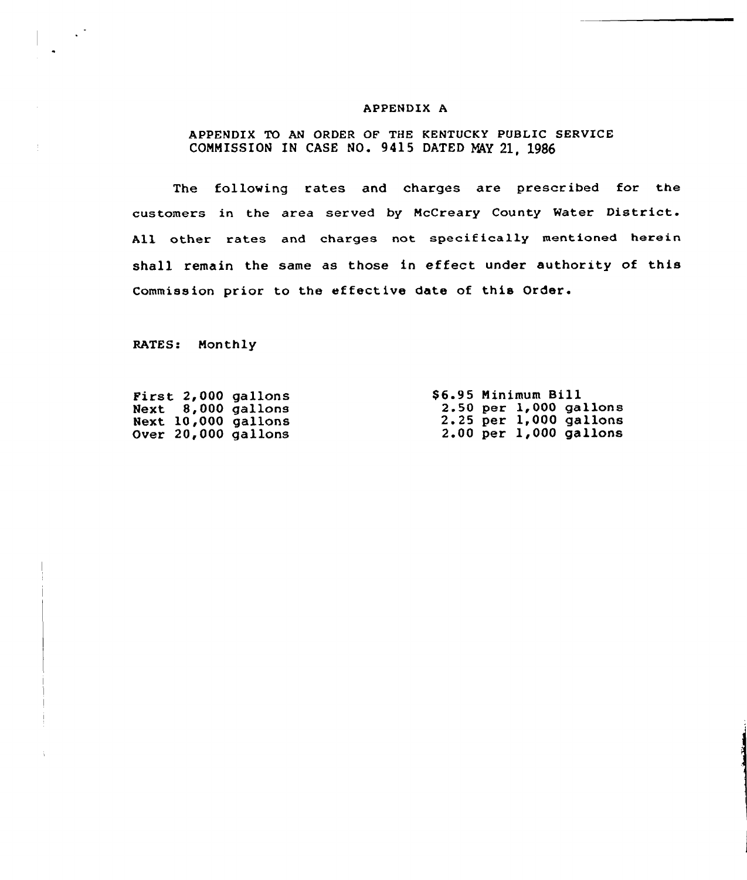# APPENDIX A

APPENDIX TO AN ORDER OF THE KENTUCKY PUBLIC SERVICE COMMISSION IN CASE NO. 9415 DATED MAY 21, 1986

The following rates and charges are prescribed for the customers in the area served by McCreary County Water District. All other rates and charges not specifically mentioned herein shall remain the same as those in effect under authority of this Commission prior to the effective date of this Order.

RATES: Monthly

| | |
|---|---|
| First 2,000 gallons | $6.95 Minimum Bill |
| Next 8,000 gallons | 2.50 per 1,000 gallons |
| Next 10,000 gallons | 2.25 per 1,000 gallons |
| Over 20,000 gallons | 2.00 per 1,000 gallons |